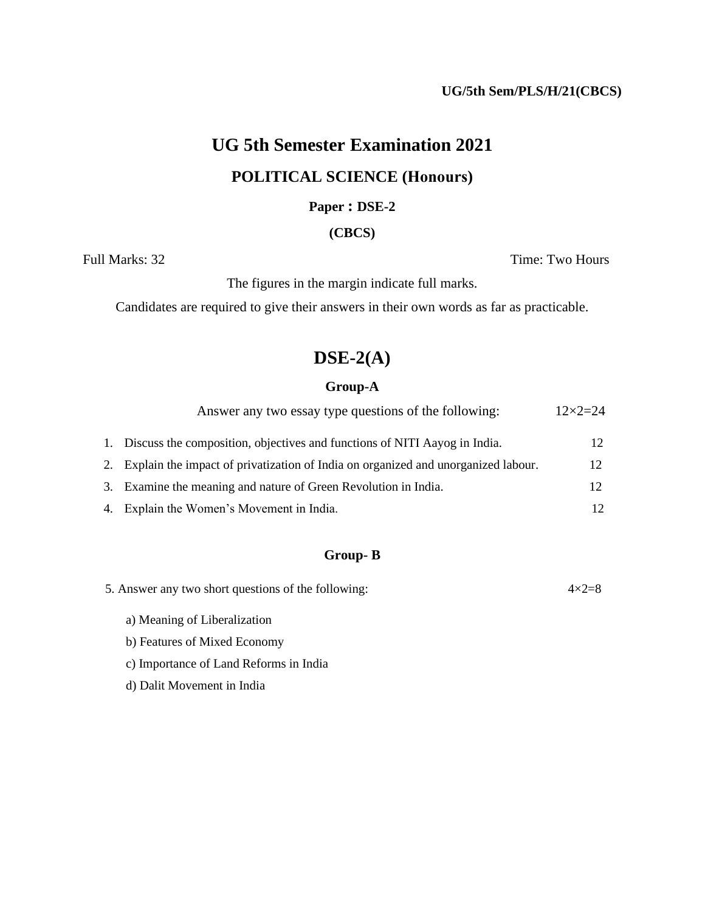UG/5th Sem/PLS/H/21(CBCS)

# UG 5th Semester Examination 2021

## POLITICAL SCIENCE (Honours)

**Paper : DSE-2**

**(CBCS)**

Full Marks: 32 Time: Two Hours

The figures in the margin indicate full marks.

Candidates are required to give their answers in their own words as far as practicable.

## DSE-2(A)

### Group-A

Answer any two essay type questions of the following: 12×2=24

1. Discuss the composition, objectives and functions of NITI Aayog in India. 12
2. Explain the impact of privatization of India on organized and unorganized labour. 12
3. Examine the meaning and nature of Green Revolution in India. 12
4. Explain the Women's Movement in India. 12

### Group- B

5. Answer any two short questions of the following: 4×2=8

a) Meaning of Liberalization

b) Features of Mixed Economy

c) Importance of Land Reforms in India

d) Dalit Movement in India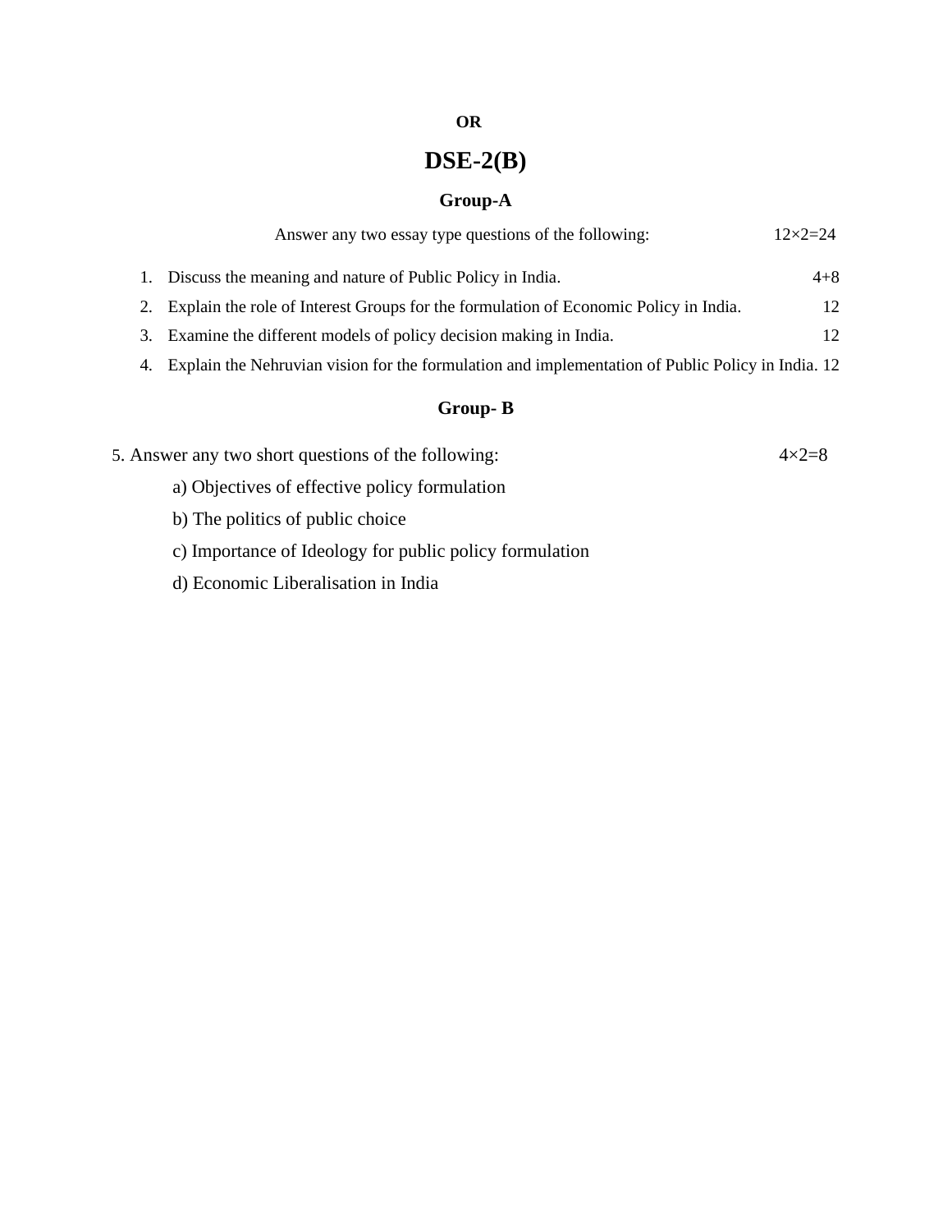**OR**

# DSE-2(B)

## Group-A

Answer any two essay type questions of the following: 12×2=24

1. Discuss the meaning and nature of Public Policy in India. 4+8
2. Explain the role of Interest Groups for the formulation of Economic Policy in India. 12
3. Examine the different models of policy decision making in India. 12
4. Explain the Nehruvian vision for the formulation and implementation of Public Policy in India. 12

## Group- B

5. Answer any two short questions of the following: 4×2=8

   a) Objectives of effective policy formulation

   b) The politics of public choice

   c) Importance of Ideology for public policy formulation

   d) Economic Liberalisation in India